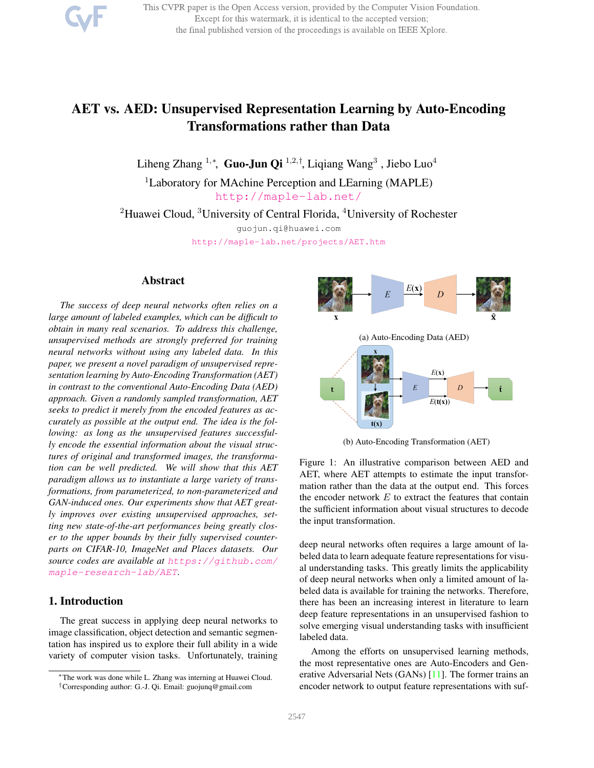# AET vs. AED: Unsupervised Representation Learning by Auto-Encoding Transformations rather than Data

Liheng Zhang [1,*], **Guo-Jun Qi** [1,2,†], Liqiang Wang[3], Jiebo Luo[4]

[1]Laboratory for MAchine Perception and LEarning (MAPLE)
http://maple-lab.net/

[2]Huawei Cloud, [3]University of Central Florida, [4]University of Rochester

guojun.qi@huawei.com

http://maple-lab.net/projects/AET.htm

## Abstract

*The success of deep neural networks often relies on a large amount of labeled examples, which can be difficult to obtain in many real scenarios. To address this challenge, unsupervised methods are strongly preferred for training neural networks without using any labeled data. In this paper, we present a novel paradigm of unsupervised representation learning by Auto-Encoding Transformation (AET) in contrast to the conventional Auto-Encoding Data (AED) approach. Given a randomly sampled transformation, AET seeks to predict it merely from the encoded features as accurately as possible at the output end. The idea is the following: as long as the unsupervised features successfully encode the essential information about the visual structures of original and transformed images, the transformation can be well predicted. We will show that this AET paradigm allows us to instantiate a large variety of transformations, from parameterized, to non-parameterized and GAN-induced ones. Our experiments show that AET greatly improves over existing unsupervised approaches, setting new state-of-the-art performances being greatly closer to the upper bounds by their fully supervised counterparts on CIFAR-10, ImageNet and Places datasets. Our source codes are available at https://github.com/maple-research-lab/AET.*

(a) Auto-Encoding Data (AED)

(b) Auto-Encoding Transformation (AET)

Figure 1: An illustrative comparison between AED and AET, where AET attempts to estimate the input transformation rather than the data at the output end. This forces the encoder network $E$ to extract the features that contain the sufficient information about visual structures to decode the input transformation.

## 1. Introduction

The great success in applying deep neural networks to image classification, object detection and semantic segmentation has inspired us to explore their full ability in a wide variety of computer vision tasks. Unfortunately, training deep neural networks often requires a large amount of labeled data to learn adequate feature representations for visual understanding tasks. This greatly limits the applicability of deep neural networks when only a limited amount of labeled data is available for training the networks. Therefore, there has been an increasing interest in literature to learn deep feature representations in an unsupervised fashion to solve emerging visual understanding tasks with insufficient labeled data.

Among the efforts on unsupervised learning methods, the most representative ones are Auto-Encoders and Generative Adversarial Nets (GANs) [11]. The former trains an encoder network to output feature representations with suf-

*The work was done while L. Zhang was interning at Huawei Cloud.
†Corresponding author: G.-J. Qi. Email: guojunq@gmail.com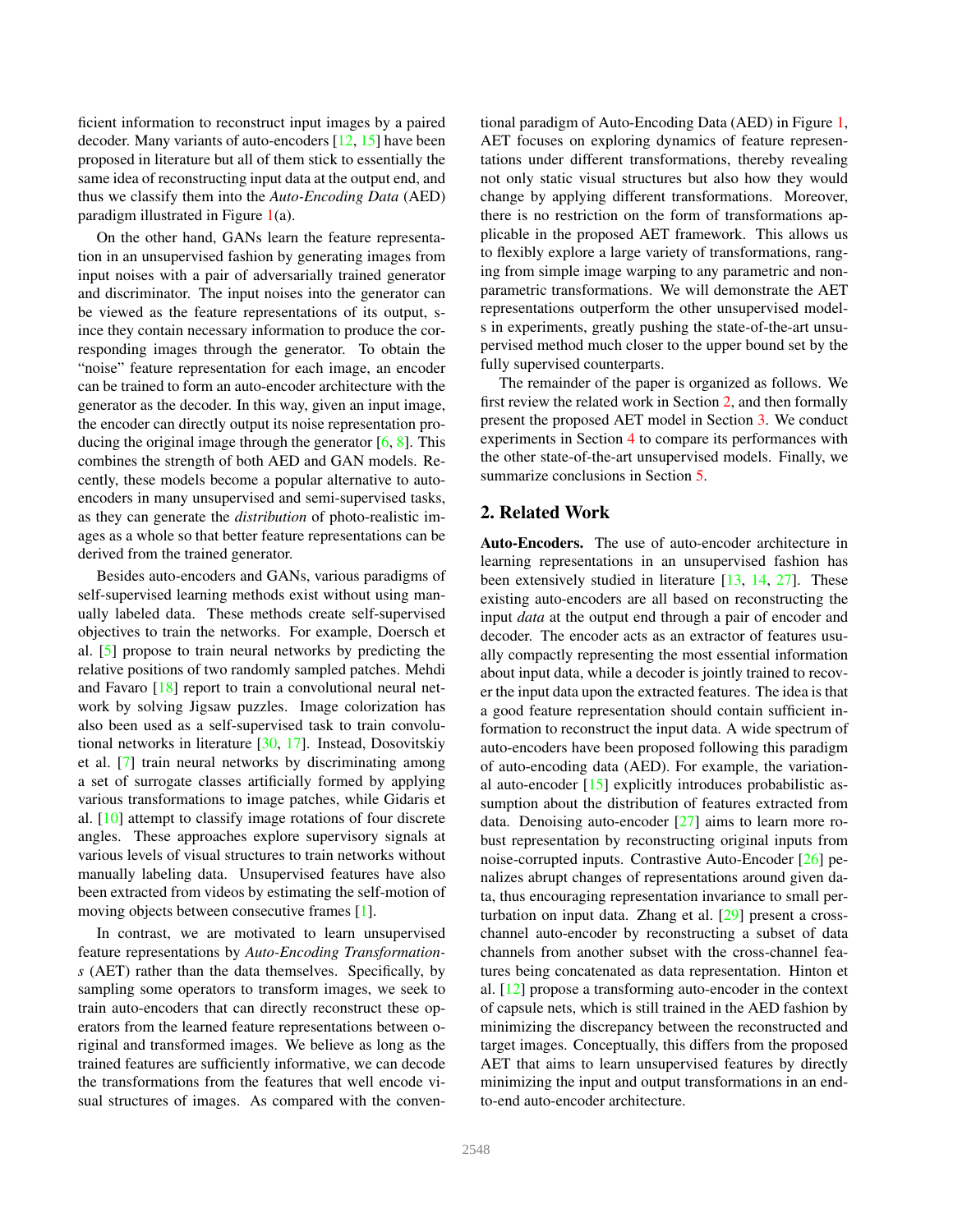ficient information to reconstruct input images by a paired decoder. Many variants of auto-encoders [12, 15] have been proposed in literature but all of them stick to essentially the same idea of reconstructing input data at the output end, and thus we classify them into the *Auto-Encoding Data* (AED) paradigm illustrated in Figure 1(a).

On the other hand, GANs learn the feature representation in an unsupervised fashion by generating images from input noises with a pair of adversarially trained generator and discriminator. The input noises into the generator can be viewed as the feature representations of its output, since they contain necessary information to produce the corresponding images through the generator. To obtain the "noise" feature representation for each image, an encoder can be trained to form an auto-encoder architecture with the generator as the decoder. In this way, given an input image, the encoder can directly output its noise representation producing the original image through the generator [6, 8]. This combines the strength of both AED and GAN models. Recently, these models become a popular alternative to auto-encoders in many unsupervised and semi-supervised tasks, as they can generate the *distribution* of photo-realistic images as a whole so that better feature representations can be derived from the trained generator.

Besides auto-encoders and GANs, various paradigms of self-supervised learning methods exist without using manually labeled data. These methods create self-supervised objectives to train the networks. For example, Doersch et al. [5] propose to train neural networks by predicting the relative positions of two randomly sampled patches. Mehdi and Favaro [18] report to train a convolutional neural network by solving Jigsaw puzzles. Image colorization has also been used as a self-supervised task to train convolutional networks in literature [30, 17]. Instead, Dosovitskiy et al. [7] train neural networks by discriminating among a set of surrogate classes artificially formed by applying various transformations to image patches, while Gidaris et al. [10] attempt to classify image rotations of four discrete angles. These approaches explore supervisory signals at various levels of visual structures to train networks without manually labeling data. Unsupervised features have also been extracted from videos by estimating the self-motion of moving objects between consecutive frames [1].

In contrast, we are motivated to learn unsupervised feature representations by *Auto-Encoding Transformations* (AET) rather than the data themselves. Specifically, by sampling some operators to transform images, we seek to train auto-encoders that can directly reconstruct these operators from the learned feature representations between original and transformed images. We believe as long as the trained features are sufficiently informative, we can decode the transformations from the features that well encode visual structures of images. As compared with the conventional paradigm of Auto-Encoding Data (AED) in Figure 1, AET focuses on exploring dynamics of feature representations under different transformations, thereby revealing not only static visual structures but also how they would change by applying different transformations. Moreover, there is no restriction on the form of transformations applicable in the proposed AET framework. This allows us to flexibly explore a large variety of transformations, ranging from simple image warping to any parametric and non-parametric transformations. We will demonstrate the AET representations outperform the other unsupervised models in experiments, greatly pushing the state-of-the-art unsupervised method much closer to the upper bound set by the fully supervised counterparts.

The remainder of the paper is organized as follows. We first review the related work in Section 2, and then formally present the proposed AET model in Section 3. We conduct experiments in Section 4 to compare its performances with the other state-of-the-art unsupervised models. Finally, we summarize conclusions in Section 5.

## 2. Related Work

**Auto-Encoders.** The use of auto-encoder architecture in learning representations in an unsupervised fashion has been extensively studied in literature [13, 14, 27]. These existing auto-encoders are all based on reconstructing the input *data* at the output end through a pair of encoder and decoder. The encoder acts as an extractor of features usually compactly representing the most essential information about input data, while a decoder is jointly trained to recover the input data upon the extracted features. The idea is that a good feature representation should contain sufficient information to reconstruct the input data. A wide spectrum of auto-encoders have been proposed following this paradigm of auto-encoding data (AED). For example, the variational auto-encoder [15] explicitly introduces probabilistic assumption about the distribution of features extracted from data. Denoising auto-encoder [27] aims to learn more robust representation by reconstructing original inputs from noise-corrupted inputs. Contrastive Auto-Encoder [26] penalizes abrupt changes of representations around given data, thus encouraging representation invariance to small perturbation on input data. Zhang et al. [29] present a cross-channel auto-encoder by reconstructing a subset of data channels from another subset with the cross-channel features being concatenated as data representation. Hinton et al. [12] propose a transforming auto-encoder in the context of capsule nets, which is still trained in the AED fashion by minimizing the discrepancy between the reconstructed and target images. Conceptually, this differs from the proposed AET that aims to learn unsupervised features by directly minimizing the input and output transformations in an end-to-end auto-encoder architecture.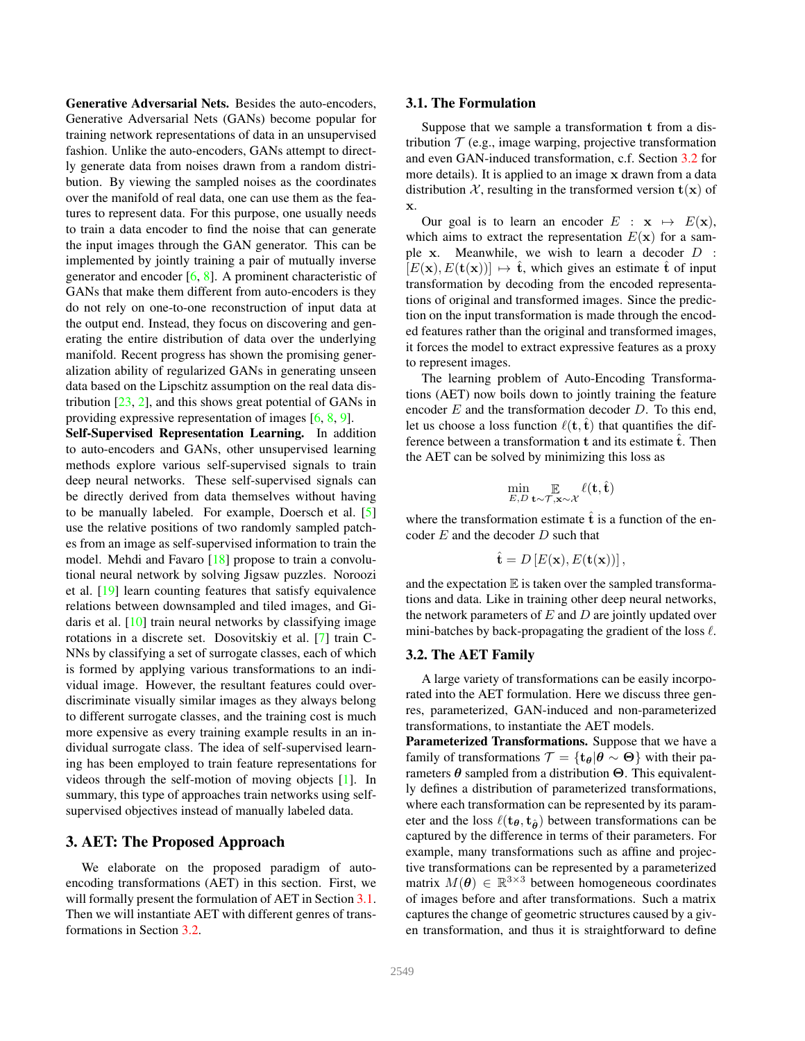**Generative Adversarial Nets.** Besides the auto-encoders, Generative Adversarial Nets (GANs) become popular for training network representations of data in an unsupervised fashion. Unlike the auto-encoders, GANs attempt to directly generate data from noises drawn from a random distribution. By viewing the sampled noises as the coordinates over the manifold of real data, one can use them as the features to represent data. For this purpose, one usually needs to train a data encoder to find the noise that can generate the input images through the GAN generator. This can be implemented by jointly training a pair of mutually inverse generator and encoder [6, 8]. A prominent characteristic of GANs that make them different from auto-encoders is they do not rely on one-to-one reconstruction of input data at the output end. Instead, they focus on discovering and generating the entire distribution of data over the underlying manifold. Recent progress has shown the promising generalization ability of regularized GANs in generating unseen data based on the Lipschitz assumption on the real data distribution [23, 2], and this shows great potential of GANs in providing expressive representation of images [6, 8, 9].

**Self-Supervised Representation Learning.** In addition to auto-encoders and GANs, other unsupervised learning methods explore various self-supervised signals to train deep neural networks. These self-supervised signals can be directly derived from data themselves without having to be manually labeled. For example, Doersch et al. [5] use the relative positions of two randomly sampled patches from an image as self-supervised information to train the model. Mehdi and Favaro [18] propose to train a convolutional neural network by solving Jigsaw puzzles. Noroozi et al. [19] learn counting features that satisfy equivalence relations between downsampled and tiled images, and Gidaris et al. [10] train neural networks by classifying image rotations in a discrete set. Dosovitskiy et al. [7] train CNNs by classifying a set of surrogate classes, each of which is formed by applying various transformations to an individual image. However, the resultant features could over-discriminate visually similar images as they always belong to different surrogate classes, and the training cost is much more expensive as every training example results in an individual surrogate class. The idea of self-supervised learning has been employed to train feature representations for videos through the self-motion of moving objects [1]. In summary, this type of approaches train networks using self-supervised objectives instead of manually labeled data.

## 3. AET: The Proposed Approach

We elaborate on the proposed paradigm of auto-encoding transformations (AET) in this section. First, we will formally present the formulation of AET in Section 3.1. Then we will instantiate AET with different genres of transformations in Section 3.2.

### 3.1. The Formulation

Suppose that we sample a transformation $\mathbf{t}$ from a distribution $\mathcal{T}$ (e.g., image warping, projective transformation and even GAN-induced transformation, c.f. Section 3.2 for more details). It is applied to an image $\mathbf{x}$ drawn from a data distribution $\mathcal{X}$, resulting in the transformed version $\mathbf{t}(\mathbf{x})$ of $\mathbf{x}$.

Our goal is to learn an encoder $E : \mathbf{x} \mapsto E(\mathbf{x})$, which aims to extract the representation $E(\mathbf{x})$ for a sample $\mathbf{x}$. Meanwhile, we wish to learn a decoder $D : [E(\mathbf{x}), E(\mathbf{t}(\mathbf{x}))] \mapsto \hat{\mathbf{t}}$, which gives an estimate $\hat{\mathbf{t}}$ of input transformation by decoding from the encoded representations of original and transformed images. Since the prediction on the input transformation is made through the encoded features rather than the original and transformed images, it forces the model to extract expressive features as a proxy to represent images.

The learning problem of Auto-Encoding Transformations (AET) now boils down to jointly training the feature encoder $E$ and the transformation decoder $D$. To this end, let us choose a loss function $\ell(\mathbf{t}, \hat{\mathbf{t}})$ that quantifies the difference between a transformation $\mathbf{t}$ and its estimate $\hat{\mathbf{t}}$. Then the AET can be solved by minimizing this loss as

$$\min_{E,D} \mathop{\mathbb{E}}_{\mathbf{t}\sim\mathcal{T},\mathbf{x}\sim\mathcal{X}} \ell(\mathbf{t}, \hat{\mathbf{t}})$$

where the transformation estimate $\hat{\mathbf{t}}$ is a function of the encoder $E$ and the decoder $D$ such that

$$\hat{\mathbf{t}} = D\left[E(\mathbf{x}), E(\mathbf{t}(\mathbf{x}))\right],$$

and the expectation $\mathbb{E}$ is taken over the sampled transformations and data. Like in training other deep neural networks, the network parameters of $E$ and $D$ are jointly updated over mini-batches by back-propagating the gradient of the loss $\ell$.

### 3.2. The AET Family

A large variety of transformations can be easily incorporated into the AET formulation. Here we discuss three genres, parameterized, GAN-induced and non-parameterized transformations, to instantiate the AET models.

**Parameterized Transformations.** Suppose that we have a family of transformations $\mathcal{T} = \{\mathbf{t}_{\boldsymbol{\theta}} | \boldsymbol{\theta} \sim \boldsymbol{\Theta}\}$ with their parameters $\boldsymbol{\theta}$ sampled from a distribution $\boldsymbol{\Theta}$. This equivalently defines a distribution of parameterized transformations, where each transformation can be represented by its parameter and the loss $\ell(\mathbf{t}_{\boldsymbol{\theta}}, \mathbf{t}_{\hat{\boldsymbol{\theta}}})$ between transformations can be captured by the difference in terms of their parameters. For example, many transformations such as affine and projective transformations can be represented by a parameterized matrix $M(\boldsymbol{\theta}) \in \mathbb{R}^{3\times 3}$ between homogeneous coordinates of images before and after transformations. Such a matrix captures the change of geometric structures caused by a given transformation, and thus it is straightforward to define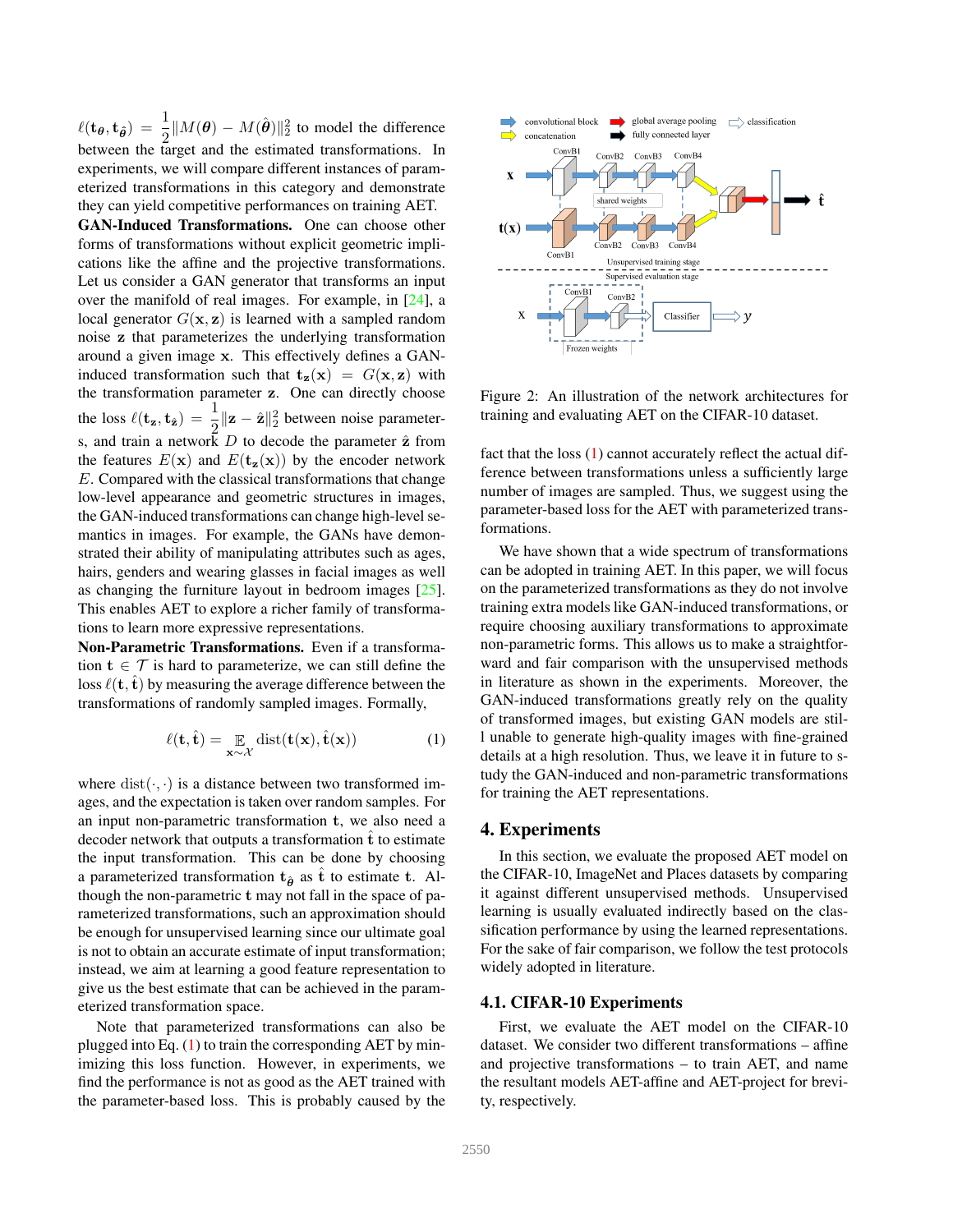$\ell(\mathbf{t}_{\boldsymbol{\theta}}, \mathbf{t}_{\hat{\boldsymbol{\theta}}}) = \frac{1}{2}\|M(\boldsymbol{\theta}) - M(\hat{\boldsymbol{\theta}})\|_2^2$ to model the difference between the target and the estimated transformations. In experiments, we will compare different instances of parameterized transformations in this category and demonstrate they can yield competitive performances on training AET.

**GAN-Induced Transformations.** One can choose other forms of transformations without explicit geometric implications like the affine and the projective transformations. Let us consider a GAN generator that transforms an input over the manifold of real images. For example, in [24], a local generator $G(\mathbf{x}, \mathbf{z})$ is learned with a sampled random noise $\mathbf{z}$ that parameterizes the underlying transformation around a given image $\mathbf{x}$. This effectively defines a GAN-induced transformation such that $\mathbf{t}_{\mathbf{z}}(\mathbf{x}) = G(\mathbf{x}, \mathbf{z})$ with the transformation parameter $\mathbf{z}$. One can directly choose the loss $\ell(\mathbf{t}_{\mathbf{z}}, \mathbf{t}_{\hat{\mathbf{z}}}) = \frac{1}{2}\|\mathbf{z} - \hat{\mathbf{z}}\|_2^2$ between noise parameters, and train a network $D$ to decode the parameter $\hat{\mathbf{z}}$ from the features $E(\mathbf{x})$ and $E(\mathbf{t}_{\mathbf{z}}(\mathbf{x}))$ by the encoder network $E$. Compared with the classical transformations that change low-level appearance and geometric structures in images, the GAN-induced transformations can change high-level semantics in images. For example, the GANs have demonstrated their ability of manipulating attributes such as ages, hairs, genders and wearing glasses in facial images as well as changing the furniture layout in bedroom images [25]. This enables AET to explore a richer family of transformations to learn more expressive representations.

**Non-Parametric Transformations.** Even if a transformation $\mathbf{t} \in \mathcal{T}$ is hard to parameterize, we can still define the loss $\ell(\mathbf{t}, \hat{\mathbf{t}})$ by measuring the average difference between the transformations of randomly sampled images. Formally,

$$\ell(\mathbf{t}, \hat{\mathbf{t}}) = \mathop{\mathbb{E}}_{\mathbf{x} \sim \mathcal{X}} \operatorname{dist}(\mathbf{t}(\mathbf{x}), \hat{\mathbf{t}}(\mathbf{x})) \tag{1}$$

where $\operatorname{dist}(\cdot, \cdot)$ is a distance between two transformed images, and the expectation is taken over random samples. For an input non-parametric transformation $\mathbf{t}$, we also need a decoder network that outputs a transformation $\hat{\mathbf{t}}$ to estimate the input transformation. This can be done by choosing a parameterized transformation $\mathbf{t}_{\hat{\boldsymbol{\theta}}}$ as $\hat{\mathbf{t}}$ to estimate $\mathbf{t}$. Although the non-parametric $\mathbf{t}$ may not fall in the space of parameterized transformations, such an approximation should be enough for unsupervised learning since our ultimate goal is not to obtain an accurate estimate of input transformation; instead, we aim at learning a good feature representation to give us the best estimate that can be achieved in the parameterized transformation space.

Note that parameterized transformations can also be plugged into Eq. (1) to train the corresponding AET by minimizing this loss function. However, in experiments, we find the performance is not as good as the AET trained with the parameter-based loss. This is probably caused by the fact that the loss (1) cannot accurately reflect the actual difference between transformations unless a sufficiently large number of images are sampled. Thus, we suggest using the parameter-based loss for the AET with parameterized transformations.

Figure 2: An illustration of the network architectures for training and evaluating AET on the CIFAR-10 dataset.

We have shown that a wide spectrum of transformations can be adopted in training AET. In this paper, we will focus on the parameterized transformations as they do not involve training extra models like GAN-induced transformations, or require choosing auxiliary transformations to approximate non-parametric forms. This allows us to make a straightforward and fair comparison with the unsupervised methods in literature as shown in the experiments. Moreover, the GAN-induced transformations greatly rely on the quality of transformed images, but existing GAN models are still unable to generate high-quality images with fine-grained details at a high resolution. Thus, we leave it in future to study the GAN-induced and non-parametric transformations for training the AET representations.

# 4. Experiments

In this section, we evaluate the proposed AET model on the CIFAR-10, ImageNet and Places datasets by comparing it against different unsupervised methods. Unsupervised learning is usually evaluated indirectly based on the classification performance by using the learned representations. For the sake of fair comparison, we follow the test protocols widely adopted in literature.

## 4.1. CIFAR-10 Experiments

First, we evaluate the AET model on the CIFAR-10 dataset. We consider two different transformations – affine and projective transformations – to train AET, and name the resultant models AET-affine and AET-project for brevity, respectively.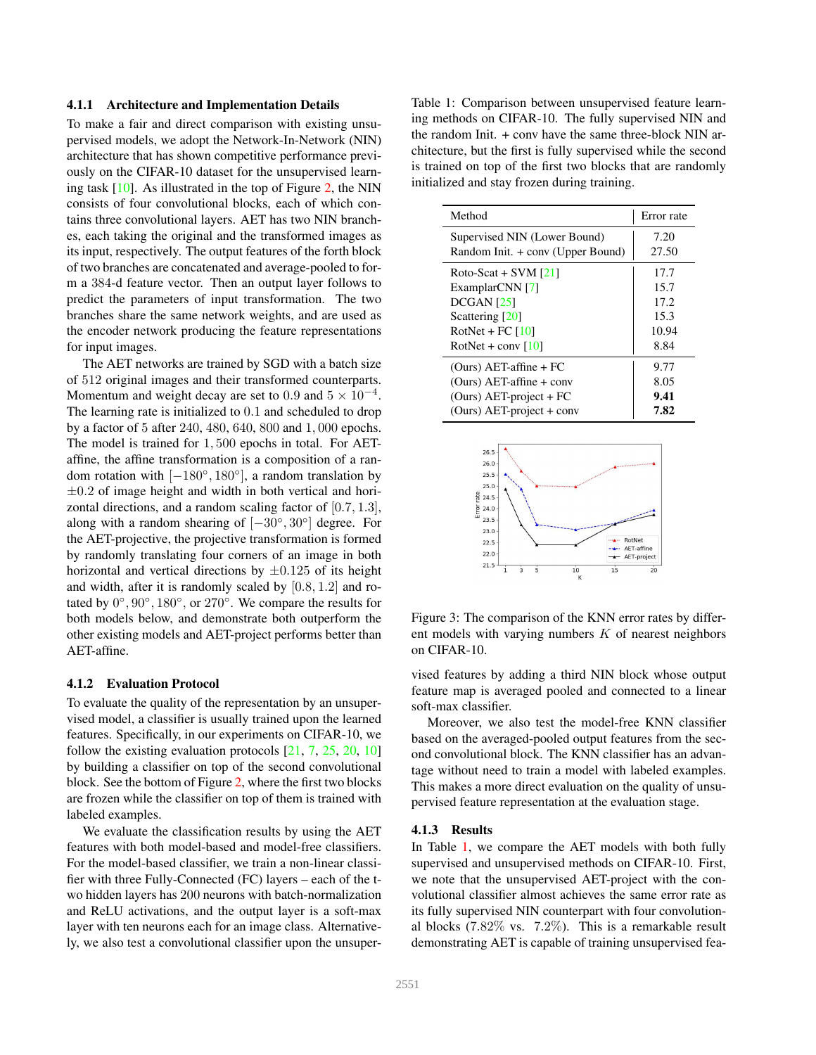#### 4.1.1 Architecture and Implementation Details

To make a fair and direct comparison with existing unsupervised models, we adopt the Network-In-Network (NIN) architecture that has shown competitive performance previously on the CIFAR-10 dataset for the unsupervised learning task [10]. As illustrated in the top of Figure 2, the NIN consists of four convolutional blocks, each of which contains three convolutional layers. AET has two NIN branches, each taking the original and the transformed images as its input, respectively. The output features of the forth block of two branches are concatenated and average-pooled to form a 384-d feature vector. Then an output layer follows to predict the parameters of input transformation. The two branches share the same network weights, and are used as the encoder network producing the feature representations for input images.

The AET networks are trained by SGD with a batch size of 512 original images and their transformed counterparts. Momentum and weight decay are set to $0.9$ and $5 \times 10^{-4}$. The learning rate is initialized to $0.1$ and scheduled to drop by a factor of 5 after $240$, $480$, $640$, $800$ and $1,000$ epochs. The model is trained for $1,500$ epochs in total. For AET-affine, the affine transformation is a composition of a random rotation with $[-180°, 180°]$, a random translation by $\pm 0.2$ of image height and width in both vertical and horizontal directions, and a random scaling factor of $[0.7, 1.3]$, along with a random shearing of $[-30°, 30°]$ degree. For the AET-projective, the projective transformation is formed by randomly translating four corners of an image in both horizontal and vertical directions by $\pm 0.125$ of its height and width, after it is randomly scaled by $[0.8, 1.2]$ and rotated by $0°, 90°, 180°$, or $270°$. We compare the results for both models below, and demonstrate both outperform the other existing models and AET-project performs better than AET-affine.

#### 4.1.2 Evaluation Protocol

To evaluate the quality of the representation by an unsupervised model, a classifier is usually trained upon the learned features. Specifically, in our experiments on CIFAR-10, we follow the existing evaluation protocols [21, 7, 25, 20, 10] by building a classifier on top of the second convolutional block. See the bottom of Figure 2, where the first two blocks are frozen while the classifier on top of them is trained with labeled examples.

We evaluate the classification results by using the AET features with both model-based and model-free classifiers. For the model-based classifier, we train a non-linear classifier with three Fully-Connected (FC) layers – each of the two hidden layers has 200 neurons with batch-normalization and ReLU activations, and the output layer is a soft-max layer with ten neurons each for an image class. Alternatively, we also test a convolutional classifier upon the unsupervised features by adding a third NIN block whose output feature map is averaged pooled and connected to a linear soft-max classifier.

Moreover, we also test the model-free KNN classifier based on the averaged-pooled output features from the second convolutional block. The KNN classifier has an advantage without need to train a model with labeled examples. This makes a more direct evaluation on the quality of unsupervised feature representation at the evaluation stage.

Table 1: Comparison between unsupervised feature learning methods on CIFAR-10. The fully supervised NIN and the random Init. + conv have the same three-block NIN architecture, but the first is fully supervised while the second is trained on top of the first two blocks that are randomly initialized and stay frozen during training.

| Method | Error rate |
|---|---|
| Supervised NIN (Lower Bound) | 7.20 |
| Random Init. + conv (Upper Bound) | 27.50 |
| Roto-Scat + SVM [21] | 17.7 |
| ExamplarCNN [7] | 15.7 |
| DCGAN [25] | 17.2 |
| Scattering [20] | 15.3 |
| RotNet + FC [10] | 10.94 |
| RotNet + conv [10] | 8.84 |
| (Ours) AET-affine + FC | 9.77 |
| (Ours) AET-affine + conv | 8.05 |
| (Ours) AET-project + FC | **9.41** |
| (Ours) AET-project + conv | **7.82** |

Figure 3: The comparison of the KNN error rates by different models with varying numbers $K$ of nearest neighbors on CIFAR-10.

#### 4.1.3 Results

In Table 1, we compare the AET models with both fully supervised and unsupervised methods on CIFAR-10. First, we note that the unsupervised AET-project with the convolutional classifier almost achieves the same error rate as its fully supervised NIN counterpart with four convolutional blocks ($7.82\%$ vs. $7.2\%$). This is a remarkable result demonstrating AET is capable of training unsupervised fea-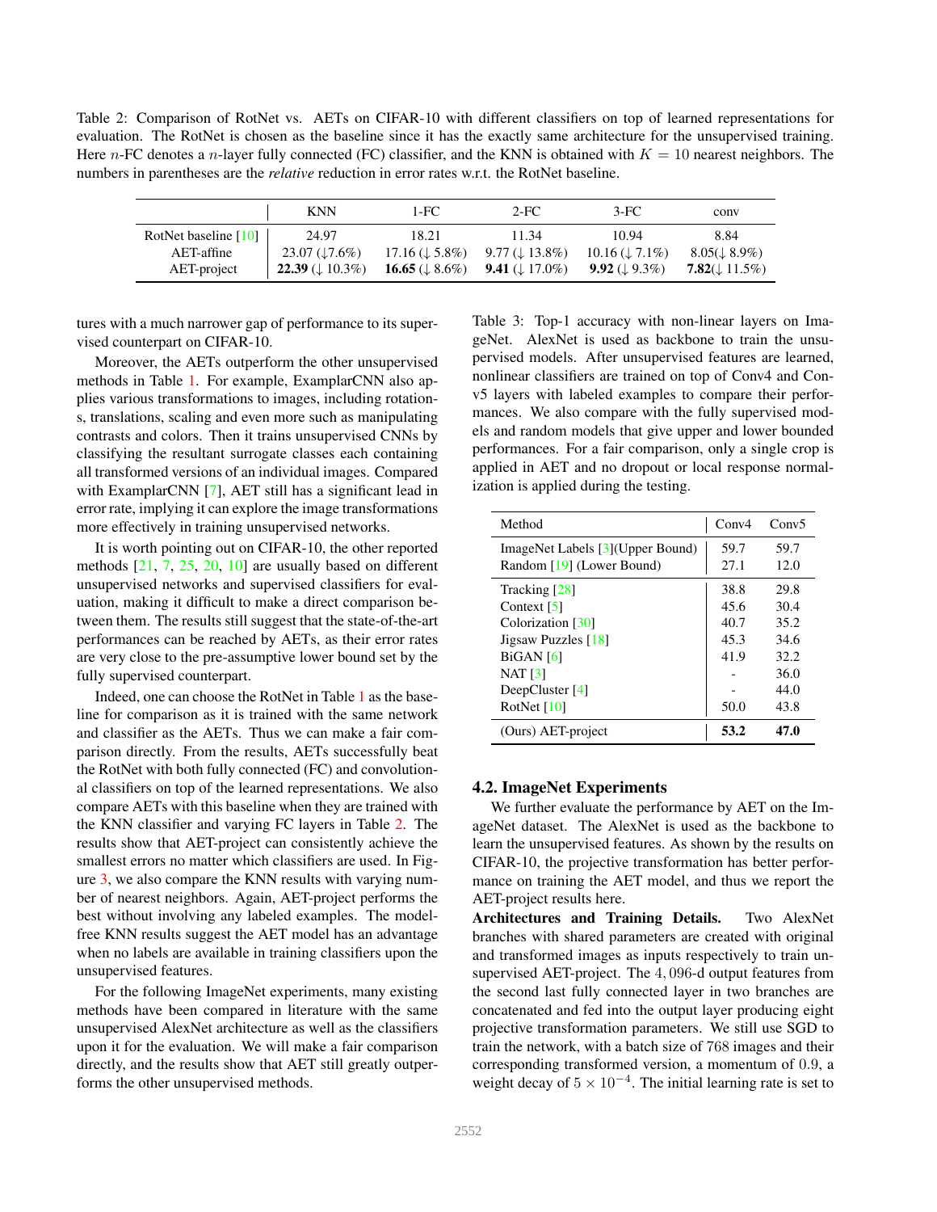Table 2: Comparison of RotNet vs. AETs on CIFAR-10 with different classifiers on top of learned representations for evaluation. The RotNet is chosen as the baseline since it has the exactly same architecture for the unsupervised training. Here $n$-FC denotes a $n$-layer fully connected (FC) classifier, and the KNN is obtained with $K = 10$ nearest neighbors. The numbers in parentheses are the *relative* reduction in error rates w.r.t. the RotNet baseline.

| | KNN | 1-FC | 2-FC | 3-FC | conv |
|---|---|---|---|---|---|
| RotNet baseline [10] | 24.97 | 18.21 | 11.34 | 10.94 | 8.84 |
| AET-affine | 23.07 (↓7.6%) | 17.16 (↓ 5.8%) | 9.77 (↓ 13.8%) | 10.16 (↓ 7.1%) | 8.05(↓ 8.9%) |
| AET-project | **22.39** (↓ 10.3%) | **16.65** (↓ 8.6%) | **9.41** (↓ 17.0%) | **9.92** (↓ 9.3%) | **7.82**(↓ 11.5%) |

tures with a much narrower gap of performance to its supervised counterpart on CIFAR-10.

Moreover, the AETs outperform the other unsupervised methods in Table 1. For example, ExamplarCNN also applies various transformations to images, including rotations, translations, scaling and even more such as manipulating contrasts and colors. Then it trains unsupervised CNNs by classifying the resultant surrogate classes each containing all transformed versions of an individual images. Compared with ExamplarCNN [7], AET still has a significant lead in error rate, implying it can explore the image transformations more effectively in training unsupervised networks.

It is worth pointing out on CIFAR-10, the other reported methods [21, 7, 25, 20, 10] are usually based on different unsupervised networks and supervised classifiers for evaluation, making it difficult to make a direct comparison between them. The results still suggest that the state-of-the-art performances can be reached by AETs, as their error rates are very close to the pre-assumptive lower bound set by the fully supervised counterpart.

Indeed, one can choose the RotNet in Table 1 as the baseline for comparison as it is trained with the same network and classifier as the AETs. Thus we can make a fair comparison directly. From the results, AETs successfully beat the RotNet with both fully connected (FC) and convolutional classifiers on top of the learned representations. We also compare AETs with this baseline when they are trained with the KNN classifier and varying FC layers in Table 2. The results show that AET-project can consistently achieve the smallest errors no matter which classifiers are used. In Figure 3, we also compare the KNN results with varying number of nearest neighbors. Again, AET-project performs the best without involving any labeled examples. The model-free KNN results suggest the AET model has an advantage when no labels are available in training classifiers upon the unsupervised features.

For the following ImageNet experiments, many existing methods have been compared in literature with the same unsupervised AlexNet architecture as well as the classifiers upon it for the evaluation. We will make a fair comparison directly, and the results show that AET still greatly outperforms the other unsupervised methods.

Table 3: Top-1 accuracy with non-linear layers on ImageNet. AlexNet is used as backbone to train the unsupervised models. After unsupervised features are learned, nonlinear classifiers are trained on top of Conv4 and Conv5 layers with labeled examples to compare their performances. We also compare with the fully supervised models and random models that give upper and lower bounded performances. For a fair comparison, only a single crop is applied in AET and no dropout or local response normalization is applied during the testing.

| Method | Conv4 | Conv5 |
|---|---|---|
| ImageNet Labels [3](Upper Bound) | 59.7 | 59.7 |
| Random [19] (Lower Bound) | 27.1 | 12.0 |
| Tracking [28] | 38.8 | 29.8 |
| Context [5] | 45.6 | 30.4 |
| Colorization [30] | 40.7 | 35.2 |
| Jigsaw Puzzles [18] | 45.3 | 34.6 |
| BiGAN [6] | 41.9 | 32.2 |
| NAT [3] | - | 36.0 |
| DeepCluster [4] | - | 44.0 |
| RotNet [10] | 50.0 | 43.8 |
| (Ours) AET-project | **53.2** | **47.0** |

## 4.2. ImageNet Experiments

We further evaluate the performance by AET on the ImageNet dataset. The AlexNet is used as the backbone to learn the unsupervised features. As shown by the results on CIFAR-10, the projective transformation has better performance on training the AET model, and thus we report the AET-project results here.

**Architectures and Training Details.** Two AlexNet branches with shared parameters are created with original and transformed images as inputs respectively to train unsupervised AET-project. The $4,096$-d output features from the second last fully connected layer in two branches are concatenated and fed into the output layer producing eight projective transformation parameters. We still use SGD to train the network, with a batch size of 768 images and their corresponding transformed version, a momentum of $0.9$, a weight decay of $5 \times 10^{-4}$. The initial learning rate is set to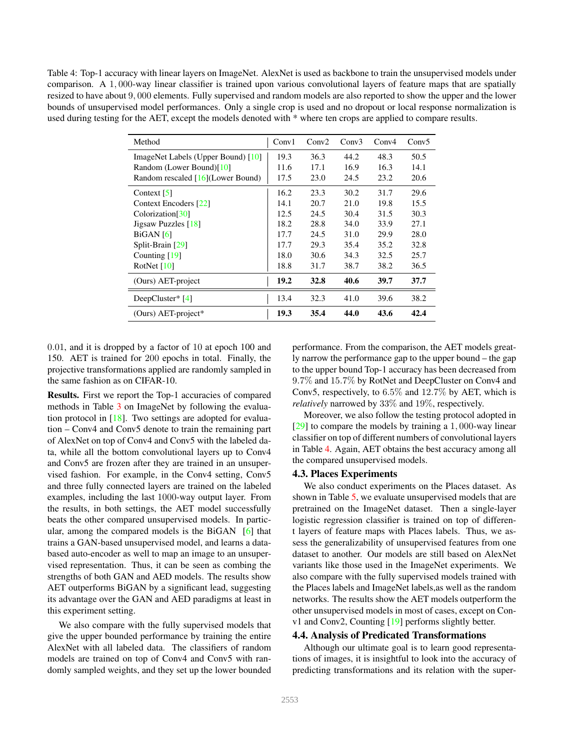Table 4: Top-1 accuracy with linear layers on ImageNet. AlexNet is used as backbone to train the unsupervised models under comparison. A $1,000$-way linear classifier is trained upon various convolutional layers of feature maps that are spatially resized to have about $9,000$ elements. Fully supervised and random models are also reported to show the upper and the lower bounds of unsupervised model performances. Only a single crop is used and no dropout or local response normalization is used during testing for the AET, except the models denoted with * where ten crops are applied to compare results.

| Method | Conv1 | Conv2 | Conv3 | Conv4 | Conv5 |
|---|---|---|---|---|---|
| ImageNet Labels (Upper Bound) [10] | 19.3 | 36.3 | 44.2 | 48.3 | 50.5 |
| Random (Lower Bound)[10] | 11.6 | 17.1 | 16.9 | 16.3 | 14.1 |
| Random rescaled [16](Lower Bound) | 17.5 | 23.0 | 24.5 | 23.2 | 20.6 |
| Context [5] | 16.2 | 23.3 | 30.2 | 31.7 | 29.6 |
| Context Encoders [22] | 14.1 | 20.7 | 21.0 | 19.8 | 15.5 |
| Colorization[30] | 12.5 | 24.5 | 30.4 | 31.5 | 30.3 |
| Jigsaw Puzzles [18] | 18.2 | 28.8 | 34.0 | 33.9 | 27.1 |
| BiGAN [6] | 17.7 | 24.5 | 31.0 | 29.9 | 28.0 |
| Split-Brain [29] | 17.7 | 29.3 | 35.4 | 35.2 | 32.8 |
| Counting [19] | 18.0 | 30.6 | 34.3 | 32.5 | 25.7 |
| RotNet [10] | 18.8 | 31.7 | 38.7 | 38.2 | 36.5 |
| (Ours) AET-project | **19.2** | **32.8** | **40.6** | **39.7** | **37.7** |
| DeepCluster* [4] | 13.4 | 32.3 | 41.0 | 39.6 | 38.2 |
| (Ours) AET-project* | **19.3** | **35.4** | **44.0** | **43.6** | **42.4** |

$0.01$, and it is dropped by a factor of $10$ at epoch $100$ and $150$. AET is trained for $200$ epochs in total. Finally, the projective transformations applied are randomly sampled in the same fashion as on CIFAR-10.

**Results.** First we report the Top-1 accuracies of compared methods in Table 3 on ImageNet by following the evaluation protocol in [18]. Two settings are adopted for evaluation – Conv4 and Conv5 denote to train the remaining part of AlexNet on top of Conv4 and Conv5 with the labeled data, while all the bottom convolutional layers up to Conv4 and Conv5 are frozen after they are trained in an unsupervised fashion. For example, in the Conv4 setting, Conv5 and three fully connected layers are trained on the labeled examples, including the last $1000$-way output layer. From the results, in both settings, the AET model successfully beats the other compared unsupervised models. In particular, among the compared models is the BiGAN [6] that trains a GAN-based unsupervised model, and learns a data-based auto-encoder as well to map an image to an unsupervised representation. Thus, it can be seen as combing the strengths of both GAN and AED models. The results show AET outperforms BiGAN by a significant lead, suggesting its advantage over the GAN and AED paradigms at least in this experiment setting.

We also compare with the fully supervised models that give the upper bounded performance by training the entire AlexNet with all labeled data. The classifiers of random models are trained on top of Conv4 and Conv5 with randomly sampled weights, and they set up the lower bounded performance. From the comparison, the AET models greatly narrow the performance gap to the upper bound – the gap to the upper bound Top-1 accuracy has been decreased from $9.7\%$ and $15.7\%$ by RotNet and DeepCluster on Conv4 and Conv5, respectively, to $6.5\%$ and $12.7\%$ by AET, which is *relatively* narrowed by $33\%$ and $19\%$, respectively.

Moreover, we also follow the testing protocol adopted in [29] to compare the models by training a $1,000$-way linear classifier on top of different numbers of convolutional layers in Table 4. Again, AET obtains the best accuracy among all the compared unsupervised models.

### 4.3. Places Experiments

We also conduct experiments on the Places dataset. As shown in Table 5, we evaluate unsupervised models that are pretrained on the ImageNet dataset. Then a single-layer logistic regression classifier is trained on top of different layers of feature maps with Places labels. Thus, we assess the generalizability of unsupervised features from one dataset to another. Our models are still based on AlexNet variants like those used in the ImageNet experiments. We also compare with the fully supervised models trained with the Places labels and ImageNet labels,as well as the random networks. The results show the AET models outperform the other unsupervised models in most of cases, except on Conv1 and Conv2, Counting [19] performs slightly better.

### 4.4. Analysis of Predicated Transformations

Although our ultimate goal is to learn good representations of images, it is insightful to look into the accuracy of predicting transformations and its relation with the super-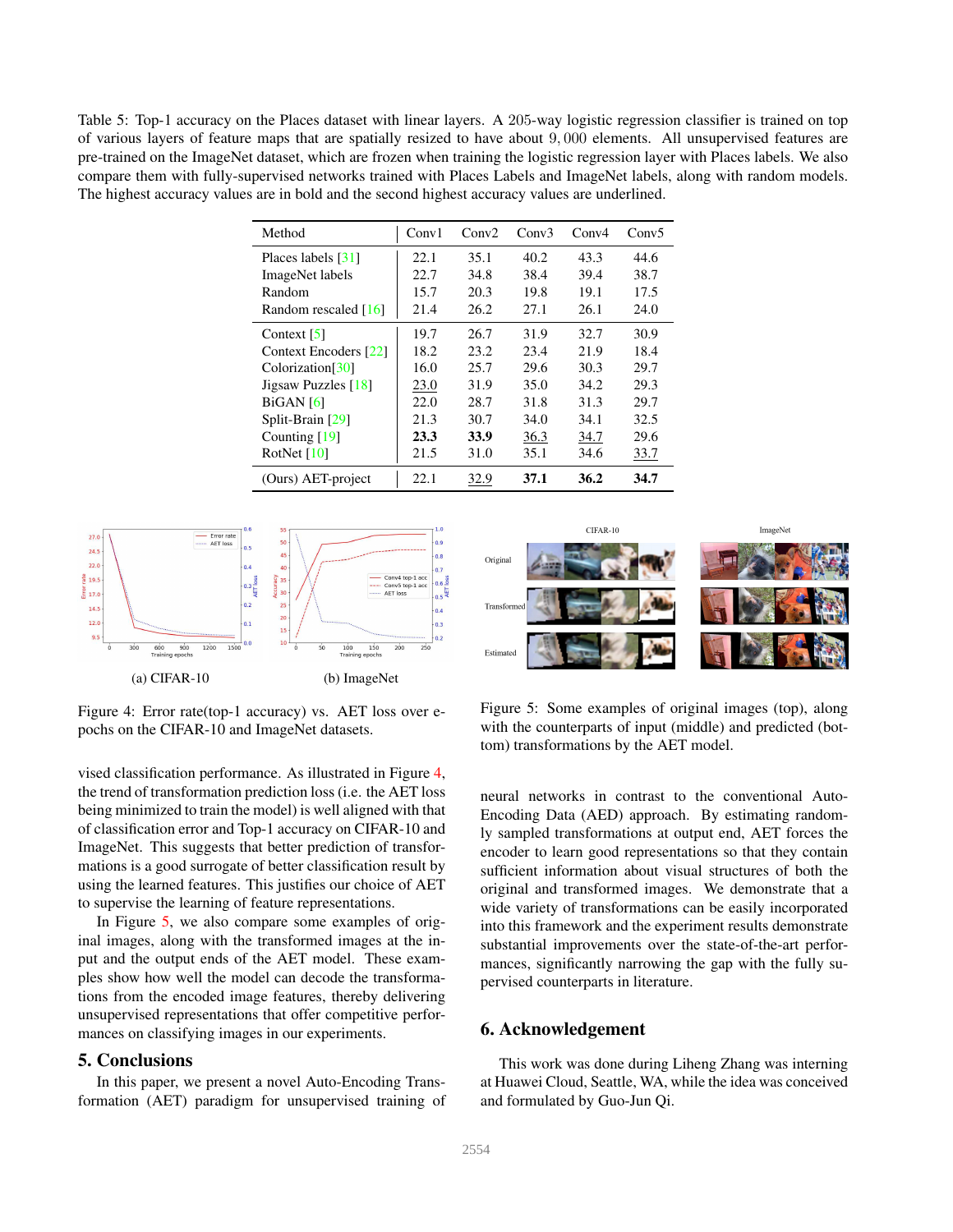Table 5: Top-1 accuracy on the Places dataset with linear layers. A 205-way logistic regression classifier is trained on top of various layers of feature maps that are spatially resized to have about 9,000 elements. All unsupervised features are pre-trained on the ImageNet dataset, which are frozen when training the logistic regression layer with Places labels. We also compare them with fully-supervised networks trained with Places Labels and ImageNet labels, along with random models. The highest accuracy values are in bold and the second highest accuracy values are underlined.

| Method | Conv1 | Conv2 | Conv3 | Conv4 | Conv5 |
|---|---|---|---|---|---|
| Places labels [31] | 22.1 | 35.1 | 40.2 | 43.3 | 44.6 |
| ImageNet labels | 22.7 | 34.8 | 38.4 | 39.4 | 38.7 |
| Random | 15.7 | 20.3 | 19.8 | 19.1 | 17.5 |
| Random rescaled [16] | 21.4 | 26.2 | 27.1 | 26.1 | 24.0 |
| Context [5] | 19.7 | 26.7 | 31.9 | 32.7 | 30.9 |
| Context Encoders [22] | 18.2 | 23.2 | 23.4 | 21.9 | 18.4 |
| Colorization[30] | 16.0 | 25.7 | 29.6 | 30.3 | 29.7 |
| Jigsaw Puzzles [18] | <u>23.0</u> | 31.9 | 35.0 | 34.2 | 29.3 |
| BiGAN [6] | 22.0 | 28.7 | 31.8 | 31.3 | 29.7 |
| Split-Brain [29] | 21.3 | 30.7 | 34.0 | 34.1 | 32.5 |
| Counting [19] | **23.3** | **33.9** | <u>36.3</u> | <u>34.7</u> | 29.6 |
| RotNet [10] | 21.5 | 31.0 | 35.1 | 34.6 | <u>33.7</u> |
| (Ours) AET-project | 22.1 | <u>32.9</u> | **37.1** | **36.2** | **34.7** |

(a) CIFAR-10 (b) ImageNet

Figure 4: Error rate(top-1 accuracy) vs. AET loss over epochs on the CIFAR-10 and ImageNet datasets.

Figure 5: Some examples of original images (top), along with the counterparts of input (middle) and predicted (bottom) transformations by the AET model.

vised classification performance. As illustrated in Figure 4, the trend of transformation prediction loss (i.e. the AET loss being minimized to train the model) is well aligned with that of classification error and Top-1 accuracy on CIFAR-10 and ImageNet. This suggests that better prediction of transformations is a good surrogate of better classification result by using the learned features. This justifies our choice of AET to supervise the learning of feature representations.

In Figure 5, we also compare some examples of original images, along with the transformed images at the input and the output ends of the AET model. These examples show how well the model can decode the transformations from the encoded image features, thereby delivering unsupervised representations that offer competitive performances on classifying images in our experiments.

## 5. Conclusions

In this paper, we present a novel Auto-Encoding Transformation (AET) paradigm for unsupervised training of neural networks in contrast to the conventional Auto-Encoding Data (AED) approach. By estimating randomly sampled transformations at output end, AET forces the encoder to learn good representations so that they contain sufficient information about visual structures of both the original and transformed images. We demonstrate that a wide variety of transformations can be easily incorporated into this framework and the experiment results demonstrate substantial improvements over the state-of-the-art performances, significantly narrowing the gap with the fully supervised counterparts in literature.

## 6. Acknowledgement

This work was done during Liheng Zhang was interning at Huawei Cloud, Seattle, WA, while the idea was conceived and formulated by Guo-Jun Qi.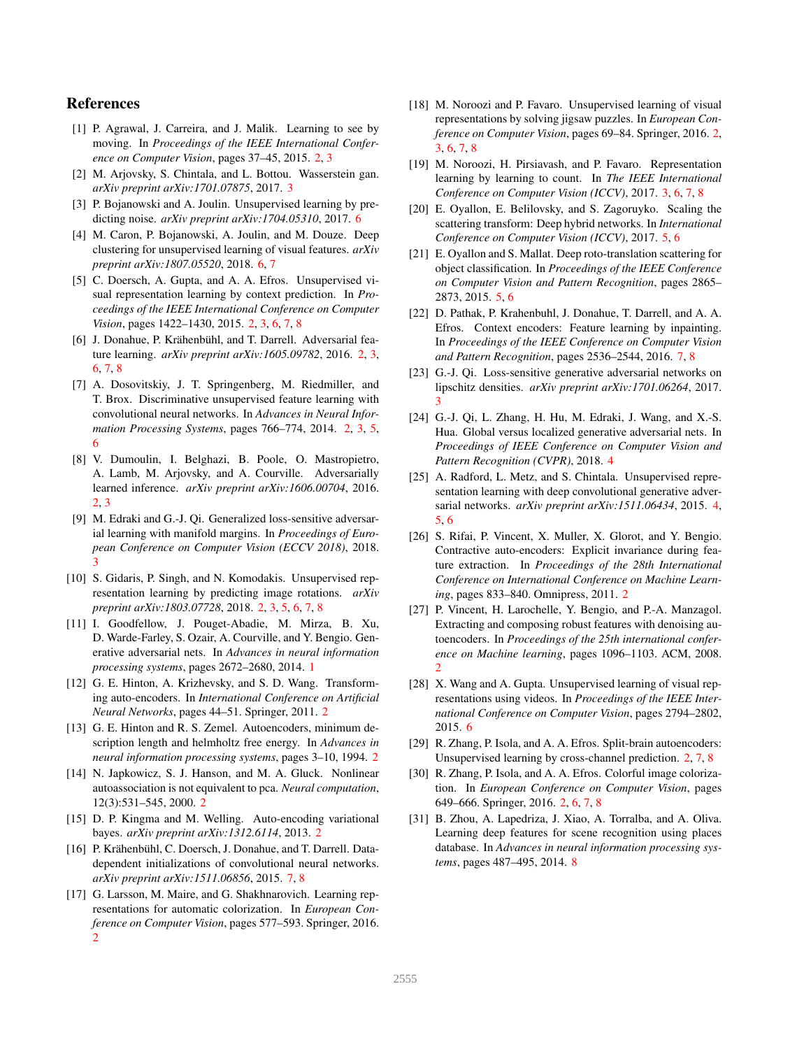## References

[1] P. Agrawal, J. Carreira, and J. Malik. Learning to see by moving. In *Proceedings of the IEEE International Conference on Computer Vision*, pages 37–45, 2015. 2, 3

[2] M. Arjovsky, S. Chintala, and L. Bottou. Wasserstein gan. *arXiv preprint arXiv:1701.07875*, 2017. 3

[3] P. Bojanowski and A. Joulin. Unsupervised learning by predicting noise. *arXiv preprint arXiv:1704.05310*, 2017. 6

[4] M. Caron, P. Bojanowski, A. Joulin, and M. Douze. Deep clustering for unsupervised learning of visual features. *arXiv preprint arXiv:1807.05520*, 2018. 6, 7

[5] C. Doersch, A. Gupta, and A. A. Efros. Unsupervised visual representation learning by context prediction. In *Proceedings of the IEEE International Conference on Computer Vision*, pages 1422–1430, 2015. 2, 3, 6, 7, 8

[6] J. Donahue, P. Krähenbühl, and T. Darrell. Adversarial feature learning. *arXiv preprint arXiv:1605.09782*, 2016. 2, 3, 6, 7, 8

[7] A. Dosovitskiy, J. T. Springenberg, M. Riedmiller, and T. Brox. Discriminative unsupervised feature learning with convolutional neural networks. In *Advances in Neural Information Processing Systems*, pages 766–774, 2014. 2, 3, 5, 6

[8] V. Dumoulin, I. Belghazi, B. Poole, O. Mastropietro, A. Lamb, M. Arjovsky, and A. Courville. Adversarially learned inference. *arXiv preprint arXiv:1606.00704*, 2016. 2, 3

[9] M. Edraki and G.-J. Qi. Generalized loss-sensitive adversarial learning with manifold margins. In *Proceedings of European Conference on Computer Vision (ECCV 2018)*, 2018. 3

[10] S. Gidaris, P. Singh, and N. Komodakis. Unsupervised representation learning by predicting image rotations. *arXiv preprint arXiv:1803.07728*, 2018. 2, 3, 5, 6, 7, 8

[11] I. Goodfellow, J. Pouget-Abadie, M. Mirza, B. Xu, D. Warde-Farley, S. Ozair, A. Courville, and Y. Bengio. Generative adversarial nets. In *Advances in neural information processing systems*, pages 2672–2680, 2014. 1

[12] G. E. Hinton, A. Krizhevsky, and S. D. Wang. Transforming auto-encoders. In *International Conference on Artificial Neural Networks*, pages 44–51. Springer, 2011. 2

[13] G. E. Hinton and R. S. Zemel. Autoencoders, minimum description length and helmholtz free energy. In *Advances in neural information processing systems*, pages 3–10, 1994. 2

[14] N. Japkowicz, S. J. Hanson, and M. A. Gluck. Nonlinear autoassociation is not equivalent to pca. *Neural computation*, 12(3):531–545, 2000. 2

[15] D. P. Kingma and M. Welling. Auto-encoding variational bayes. *arXiv preprint arXiv:1312.6114*, 2013. 2

[16] P. Krähenbühl, C. Doersch, J. Donahue, and T. Darrell. Data-dependent initializations of convolutional neural networks. *arXiv preprint arXiv:1511.06856*, 2015. 7, 8

[17] G. Larsson, M. Maire, and G. Shakhnarovich. Learning representations for automatic colorization. In *European Conference on Computer Vision*, pages 577–593. Springer, 2016. 2

[18] M. Noroozi and P. Favaro. Unsupervised learning of visual representations by solving jigsaw puzzles. In *European Conference on Computer Vision*, pages 69–84. Springer, 2016. 2, 3, 6, 7, 8

[19] M. Noroozi, H. Pirsiavash, and P. Favaro. Representation learning by learning to count. In *The IEEE International Conference on Computer Vision (ICCV)*, 2017. 3, 6, 7, 8

[20] E. Oyallon, E. Belilovsky, and S. Zagoruyko. Scaling the scattering transform: Deep hybrid networks. In *International Conference on Computer Vision (ICCV)*, 2017. 5, 6

[21] E. Oyallon and S. Mallat. Deep roto-translation scattering for object classification. In *Proceedings of the IEEE Conference on Computer Vision and Pattern Recognition*, pages 2865–2873, 2015. 5, 6

[22] D. Pathak, P. Krahenbuhl, J. Donahue, T. Darrell, and A. A. Efros. Context encoders: Feature learning by inpainting. In *Proceedings of the IEEE Conference on Computer Vision and Pattern Recognition*, pages 2536–2544, 2016. 7, 8

[23] G.-J. Qi. Loss-sensitive generative adversarial networks on lipschitz densities. *arXiv preprint arXiv:1701.06264*, 2017. 3

[24] G.-J. Qi, L. Zhang, H. Hu, M. Edraki, J. Wang, and X.-S. Hua. Global versus localized generative adversarial nets. In *Proceedings of IEEE Conference on Computer Vision and Pattern Recognition (CVPR)*, 2018. 4

[25] A. Radford, L. Metz, and S. Chintala. Unsupervised representation learning with deep convolutional generative adversarial networks. *arXiv preprint arXiv:1511.06434*, 2015. 4, 5, 6

[26] S. Rifai, P. Vincent, X. Muller, X. Glorot, and Y. Bengio. Contractive auto-encoders: Explicit invariance during feature extraction. In *Proceedings of the 28th International Conference on International Conference on Machine Learning*, pages 833–840. Omnipress, 2011. 2

[27] P. Vincent, H. Larochelle, Y. Bengio, and P.-A. Manzagol. Extracting and composing robust features with denoising autoencoders. In *Proceedings of the 25th international conference on Machine learning*, pages 1096–1103. ACM, 2008. 2

[28] X. Wang and A. Gupta. Unsupervised learning of visual representations using videos. In *Proceedings of the IEEE International Conference on Computer Vision*, pages 2794–2802, 2015. 6

[29] R. Zhang, P. Isola, and A. A. Efros. Split-brain autoencoders: Unsupervised learning by cross-channel prediction. 2, 7, 8

[30] R. Zhang, P. Isola, and A. A. Efros. Colorful image colorization. In *European Conference on Computer Vision*, pages 649–666. Springer, 2016. 2, 6, 7, 8

[31] B. Zhou, A. Lapedriza, J. Xiao, A. Torralba, and A. Oliva. Learning deep features for scene recognition using places database. In *Advances in neural information processing systems*, pages 487–495, 2014. 8